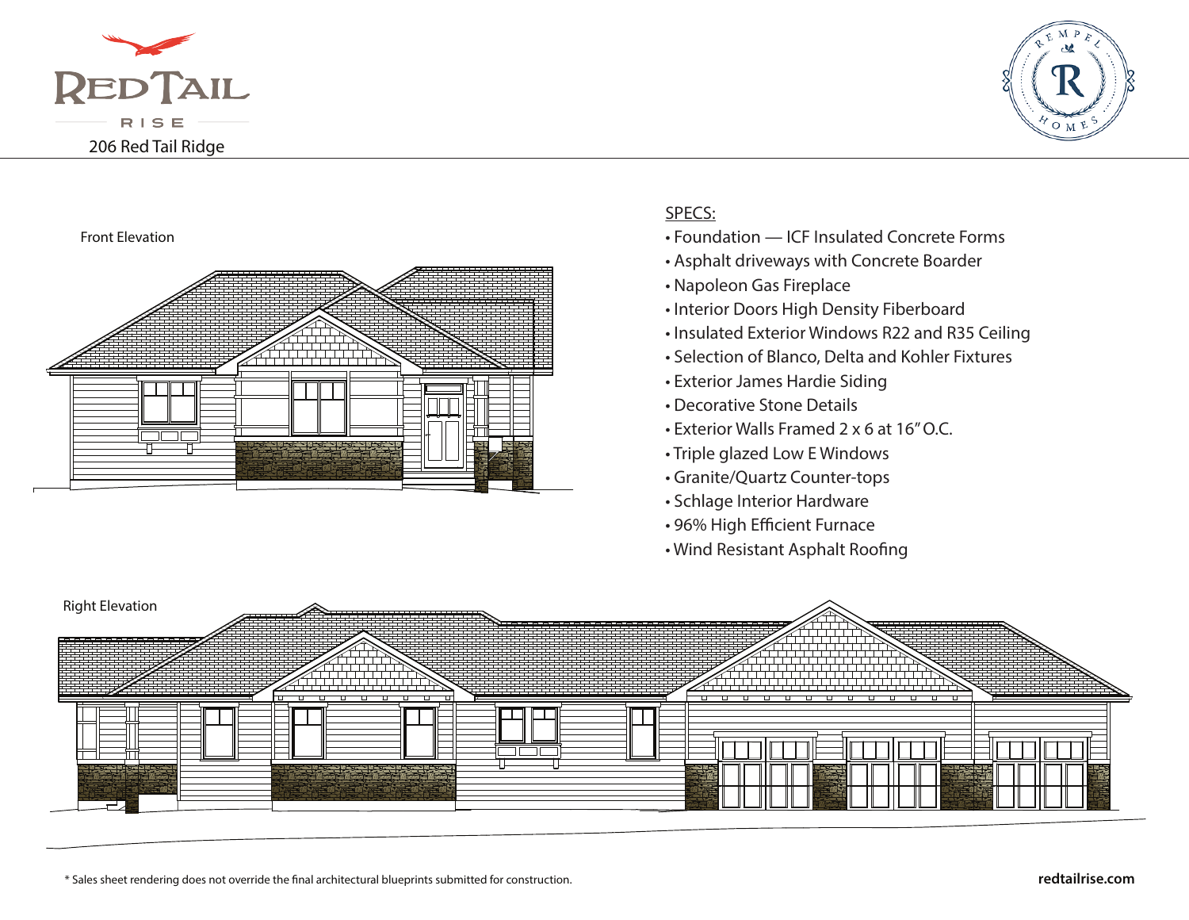RED TAIL RISE

206 Red Tail Ridge

REMPEL HOMES

Front Elevation

## SPECS:

- Foundation — ICF Insulated Concrete Forms
- Asphalt driveways with Concrete Boarder
- Napoleon Gas Fireplace
- Interior Doors High Density Fiberboard
- Insulated Exterior Windows R22 and R35 Ceiling
- Selection of Blanco, Delta and Kohler Fixtures
- Exterior James Hardie Siding
- Decorative Stone Details
- Exterior Walls Framed 2 x 6 at 16" O.C.
- Triple glazed Low E Windows
- Granite/Quartz Counter-tops
- Schlage Interior Hardware
- 96% High Efficient Furnace
- Wind Resistant Asphalt Roofing

Right Elevation

* Sales sheet rendering does not override the final architectural blueprints submitted for construction.

**redtailrise.com**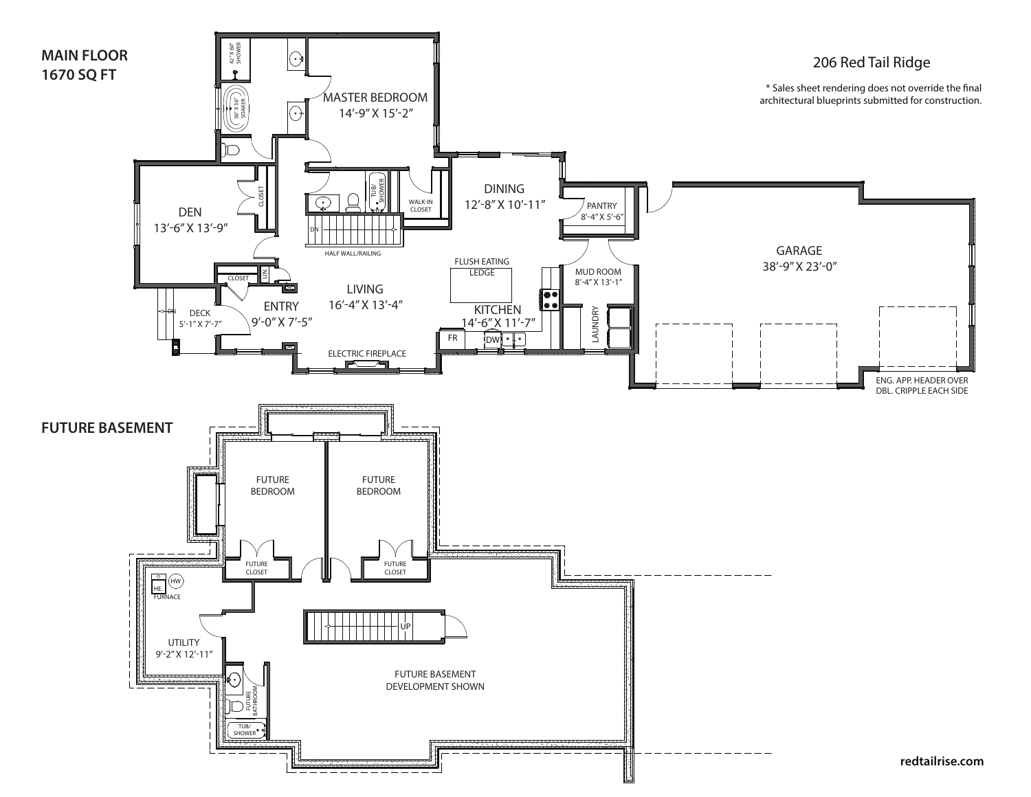## MAIN FLOOR
## 1670 SQ FT

206 Red Tail Ridge

* Sales sheet rendering does not override the final architectural blueprints submitted for construction.

42" X 60" SHOWER

36" X 36" SOAKER

MASTER BEDROOM
14'-9" X 15'-2"

CLOSET

TUB/SHOWER

WALK-IN CLOSET

DINING
12'-8" X 10'-11"

PANTRY
8'-4" X 5'-6"

DEN
13'-6" X 13'-9"

DN

HALF WALL/RAILING

GARAGE
38'-9" X 23'-0"

FLUSH EATING LEDGE

MUD ROOM
8'-4" X 13'-1"

CLOSET

LIN.

LIVING
16'-4" X 13'-4"

ENTRY
9'-0" X 7'-5"

DN

DECK
5'-1" X 7'-7"

KITCHEN
14'-6" X 11'-7"

LAUNDRY

FR

DW

ELECTRIC FIREPLACE

ENG. APP. HEADER OVER DBL. CRIPPLE EACH SIDE

## FUTURE BASEMENT

FUTURE BEDROOM

FUTURE BEDROOM

FUTURE CLOSET

FUTURE CLOSET

HE.

HW

FURNACE

UP

UTILITY
9'-2" X 12'-11"

FUTURE BASEMENT DEVELOPMENT SHOWN

FUTURE BATHROOM

TUB/SHOWER

**redtailrise.com**